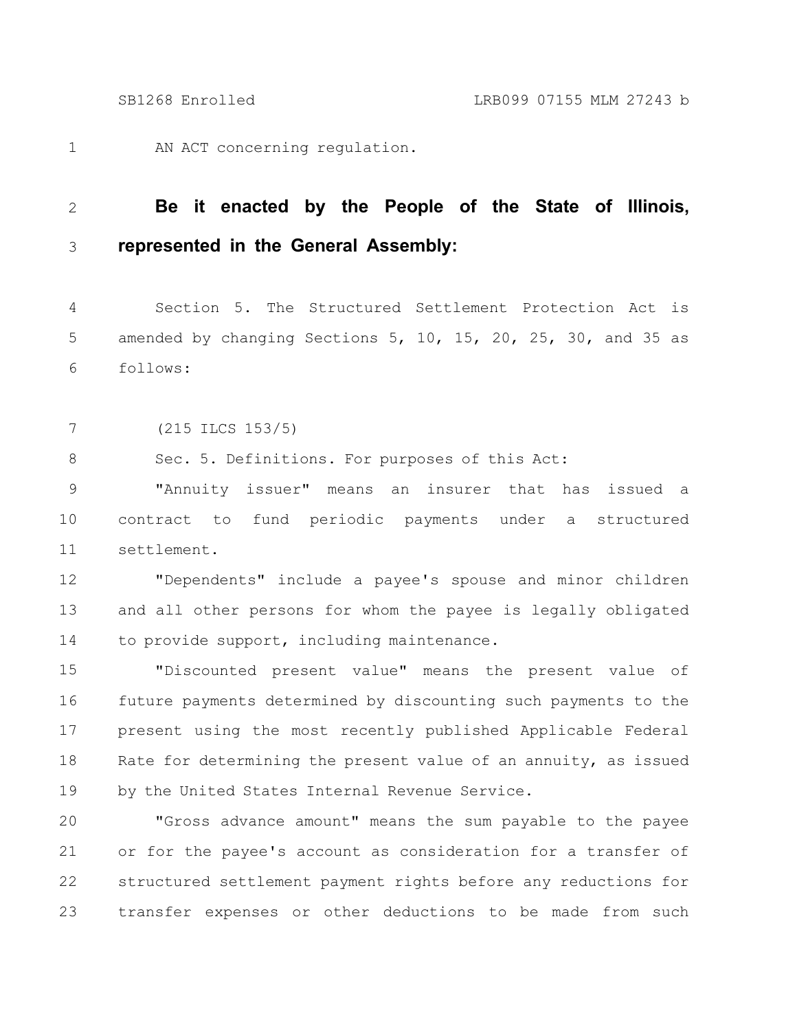AN ACT concerning regulation.

**Be it enacted by the People of the State of Illinois, represented in the General Assembly:**

Section 5. The Structured Settlement Protection Act is amended by changing Sections 5, 10, 15, 20, 25, 30, and 35 as follows:

(215 ILCS 153/5)

Sec. 5. Definitions. For purposes of this Act:

"Annuity issuer" means an insurer that has issued a contract to fund periodic payments under a structured settlement.

"Dependents" include a payee's spouse and minor children and all other persons for whom the payee is legally obligated to provide support, including maintenance.

"Discounted present value" means the present value of future payments determined by discounting such payments to the present using the most recently published Applicable Federal Rate for determining the present value of an annuity, as issued by the United States Internal Revenue Service.

"Gross advance amount" means the sum payable to the payee or for the payee's account as consideration for a transfer of structured settlement payment rights before any reductions for transfer expenses or other deductions to be made from such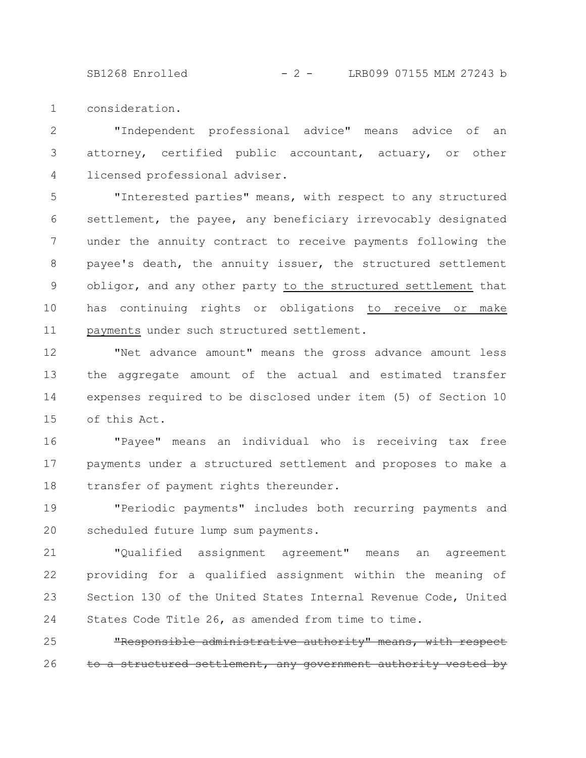consideration.

"Independent professional advice" means advice of an attorney, certified public accountant, actuary, or other licensed professional adviser.

"Interested parties" means, with respect to any structured settlement, the payee, any beneficiary irrevocably designated under the annuity contract to receive payments following the payee's death, the annuity issuer, the structured settlement obligor, and any other party <u>to the structured settlement</u> that has continuing rights or obligations <u>to receive or make payments</u> under such structured settlement.

"Net advance amount" means the gross advance amount less the aggregate amount of the actual and estimated transfer expenses required to be disclosed under item (5) of Section 10 of this Act.

"Payee" means an individual who is receiving tax free payments under a structured settlement and proposes to make a transfer of payment rights thereunder.

"Periodic payments" includes both recurring payments and scheduled future lump sum payments.

"Qualified assignment agreement" means an agreement providing for a qualified assignment within the meaning of Section 130 of the United States Internal Revenue Code, United States Code Title 26, as amended from time to time.

~~"Responsible administrative authority" means, with respect to a structured settlement, any government authority vested by~~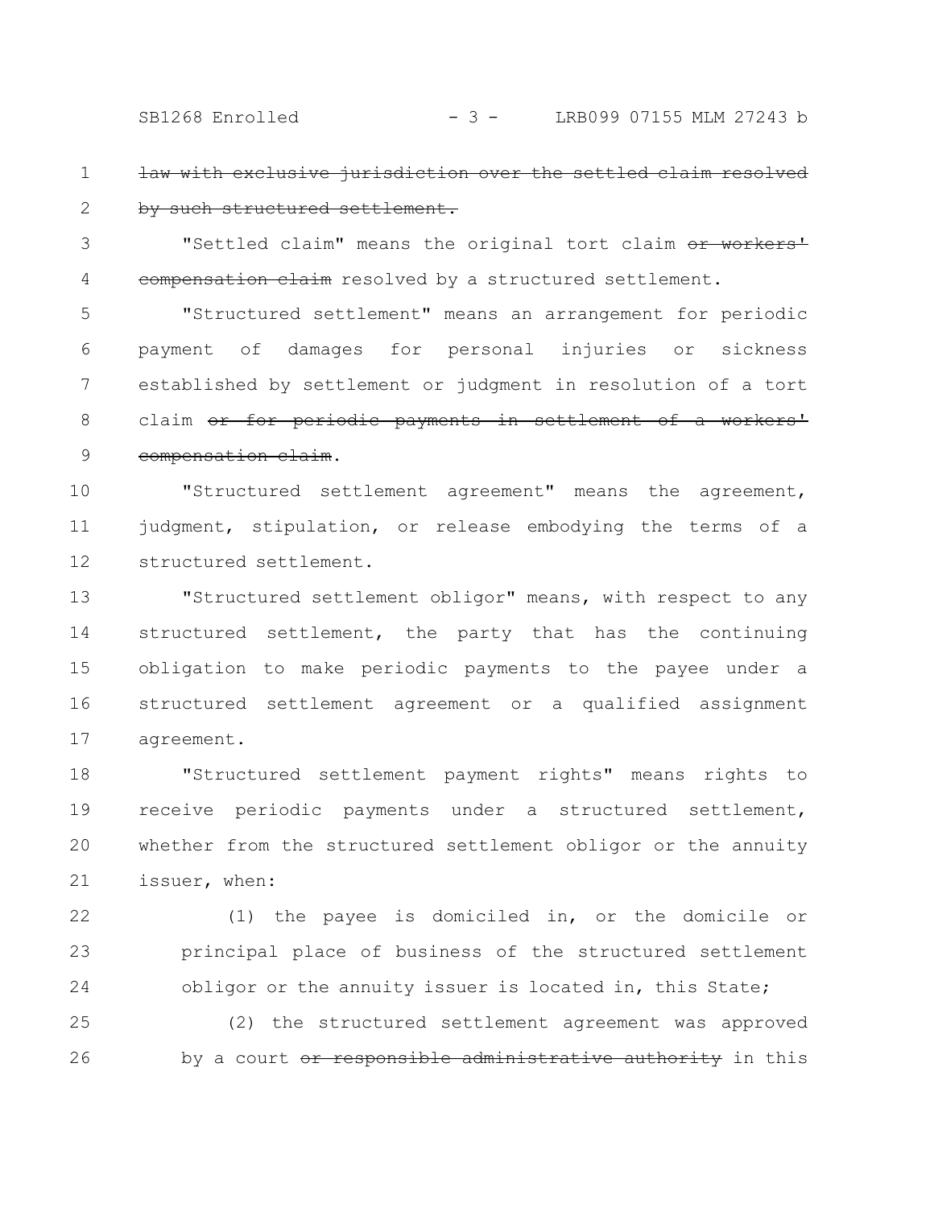~~law with exclusive jurisdiction over the settled claim resolved by such structured settlement.~~

"Settled claim" means the original tort claim ~~or workers' compensation claim~~ resolved by a structured settlement.

"Structured settlement" means an arrangement for periodic payment of damages for personal injuries or sickness established by settlement or judgment in resolution of a tort claim ~~or for periodic payments in settlement of a workers' compensation claim~~.

"Structured settlement agreement" means the agreement, judgment, stipulation, or release embodying the terms of a structured settlement.

"Structured settlement obligor" means, with respect to any structured settlement, the party that has the continuing obligation to make periodic payments to the payee under a structured settlement agreement or a qualified assignment agreement.

"Structured settlement payment rights" means rights to receive periodic payments under a structured settlement, whether from the structured settlement obligor or the annuity issuer, when:

(1) the payee is domiciled in, or the domicile or principal place of business of the structured settlement obligor or the annuity issuer is located in, this State;

(2) the structured settlement agreement was approved by a court ~~or responsible administrative authority~~ in this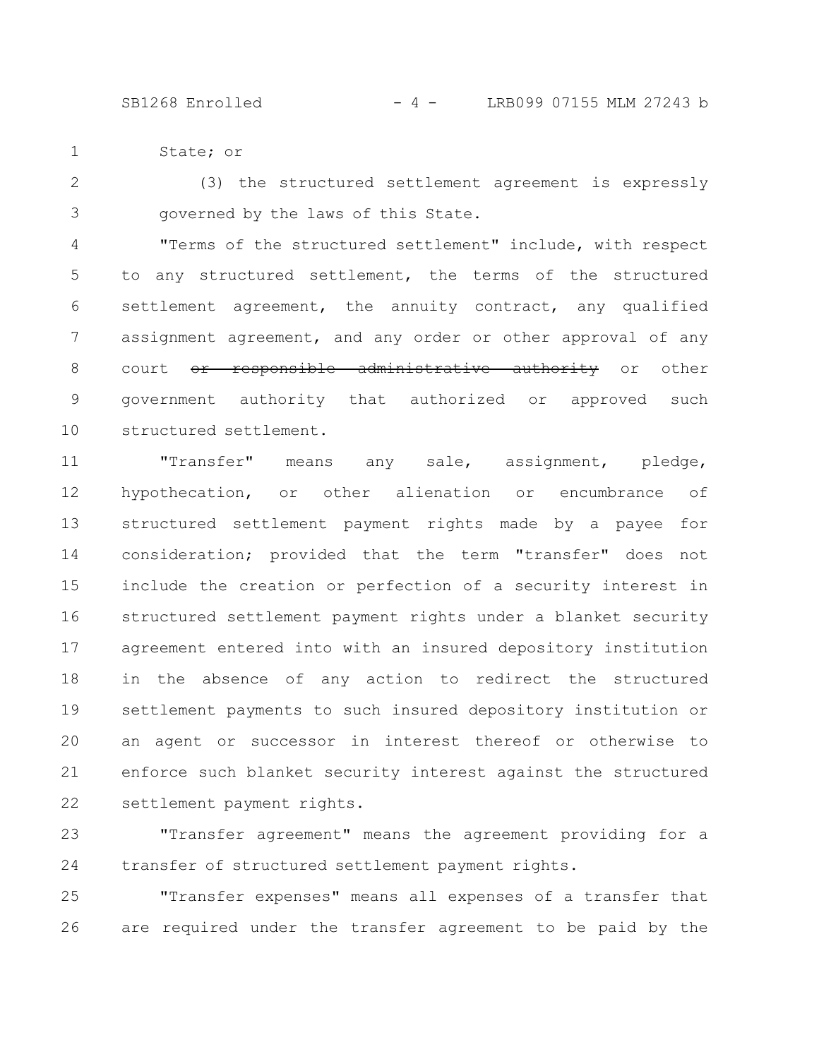State; or

(3) the structured settlement agreement is expressly governed by the laws of this State.

"Terms of the structured settlement" include, with respect to any structured settlement, the terms of the structured settlement agreement, the annuity contract, any qualified assignment agreement, and any order or other approval of any court ~~or responsible administrative authority~~ or other government authority that authorized or approved such structured settlement.

"Transfer" means any sale, assignment, pledge, hypothecation, or other alienation or encumbrance of structured settlement payment rights made by a payee for consideration; provided that the term "transfer" does not include the creation or perfection of a security interest in structured settlement payment rights under a blanket security agreement entered into with an insured depository institution in the absence of any action to redirect the structured settlement payments to such insured depository institution or an agent or successor in interest thereof or otherwise to enforce such blanket security interest against the structured settlement payment rights.

"Transfer agreement" means the agreement providing for a transfer of structured settlement payment rights.

"Transfer expenses" means all expenses of a transfer that are required under the transfer agreement to be paid by the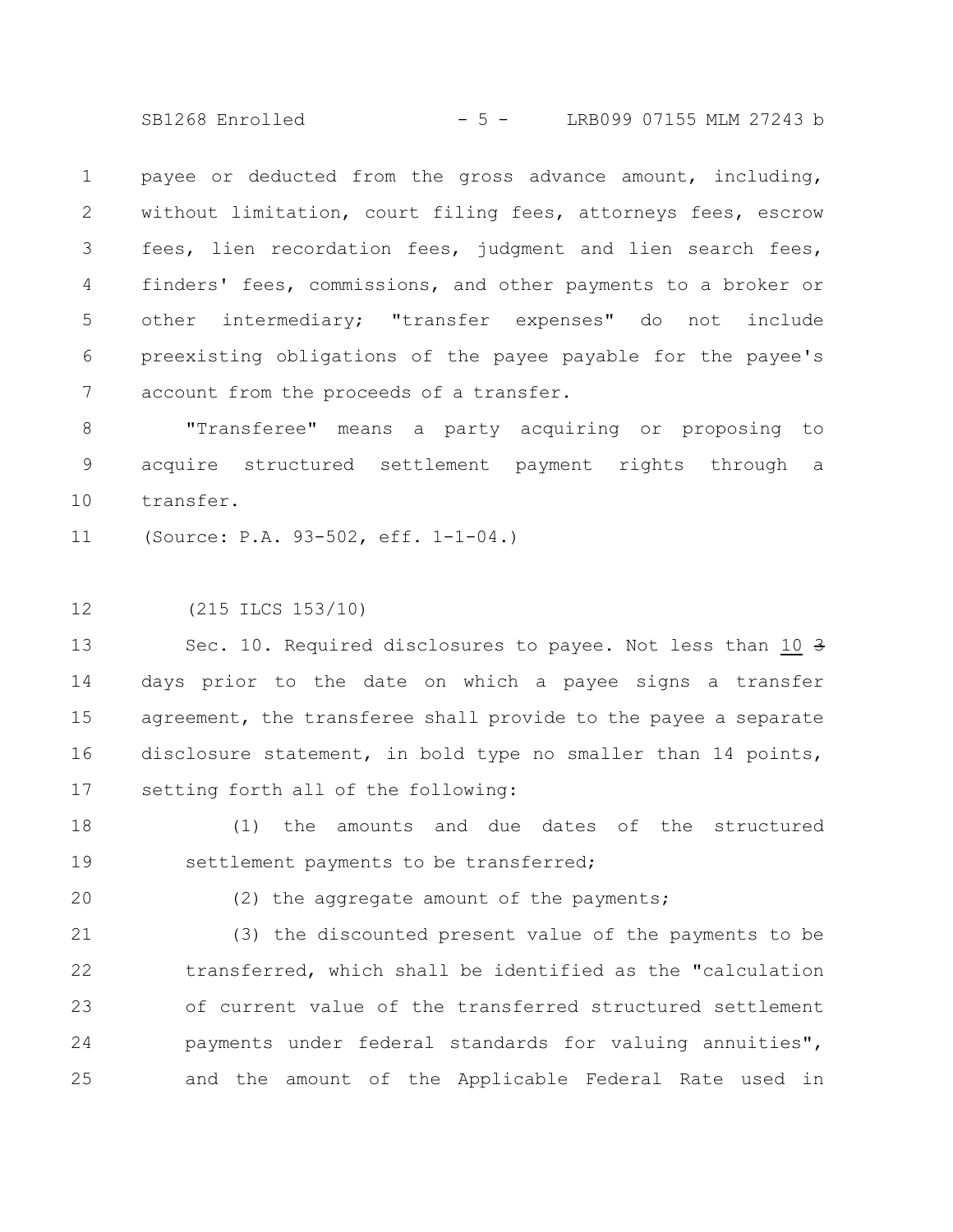payee or deducted from the gross advance amount, including, without limitation, court filing fees, attorneys fees, escrow fees, lien recordation fees, judgment and lien search fees, finders' fees, commissions, and other payments to a broker or other intermediary; "transfer expenses" do not include preexisting obligations of the payee payable for the payee's account from the proceeds of a transfer.

"Transferee" means a party acquiring or proposing to acquire structured settlement payment rights through a transfer.

(Source: P.A. 93-502, eff. 1-1-04.)

(215 ILCS 153/10)

Sec. 10. Required disclosures to payee. Not less than 10 ~~3~~ days prior to the date on which a payee signs a transfer agreement, the transferee shall provide to the payee a separate disclosure statement, in bold type no smaller than 14 points, setting forth all of the following:

(1) the amounts and due dates of the structured settlement payments to be transferred;

(2) the aggregate amount of the payments;

(3) the discounted present value of the payments to be transferred, which shall be identified as the "calculation of current value of the transferred structured settlement payments under federal standards for valuing annuities", and the amount of the Applicable Federal Rate used in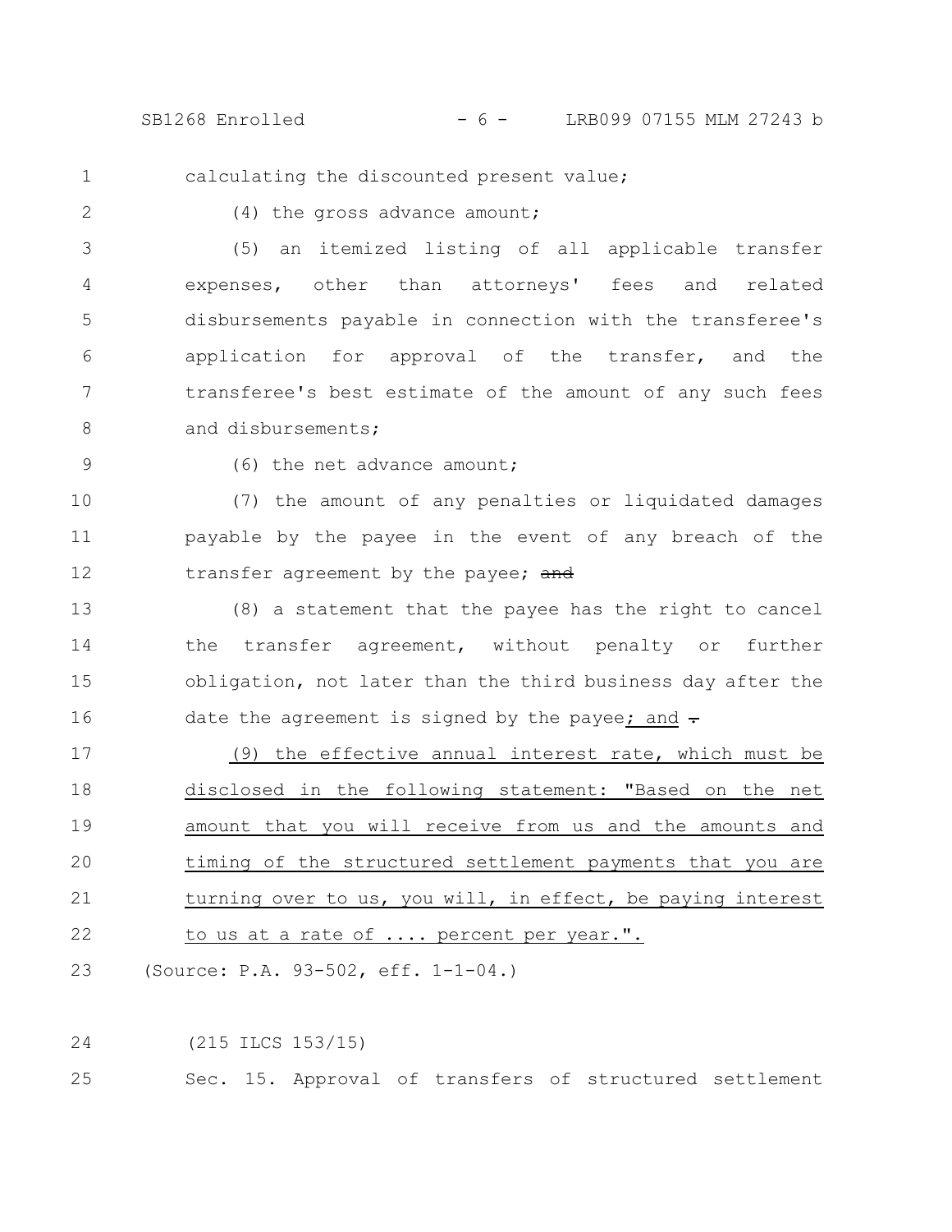calculating the discounted present value;

(4) the gross advance amount;

(5) an itemized listing of all applicable transfer expenses, other than attorneys' fees and related disbursements payable in connection with the transferee's application for approval of the transfer, and the transferee's best estimate of the amount of any such fees and disbursements;

(6) the net advance amount;

(7) the amount of any penalties or liquidated damages payable by the payee in the event of any breach of the transfer agreement by the payee; ~~and~~

(8) a statement that the payee has the right to cancel the transfer agreement, without penalty or further obligation, not later than the third business day after the date the agreement is signed by the payee<u>; and</u> ~~.~~

<u>(9) the effective annual interest rate, which must be disclosed in the following statement: "Based on the net amount that you will receive from us and the amounts and timing of the structured settlement payments that you are turning over to us, you will, in effect, be paying interest to us at a rate of .... percent per year.".</u>

(Source: P.A. 93-502, eff. 1-1-04.)

(215 ILCS 153/15)

Sec. 15. Approval of transfers of structured settlement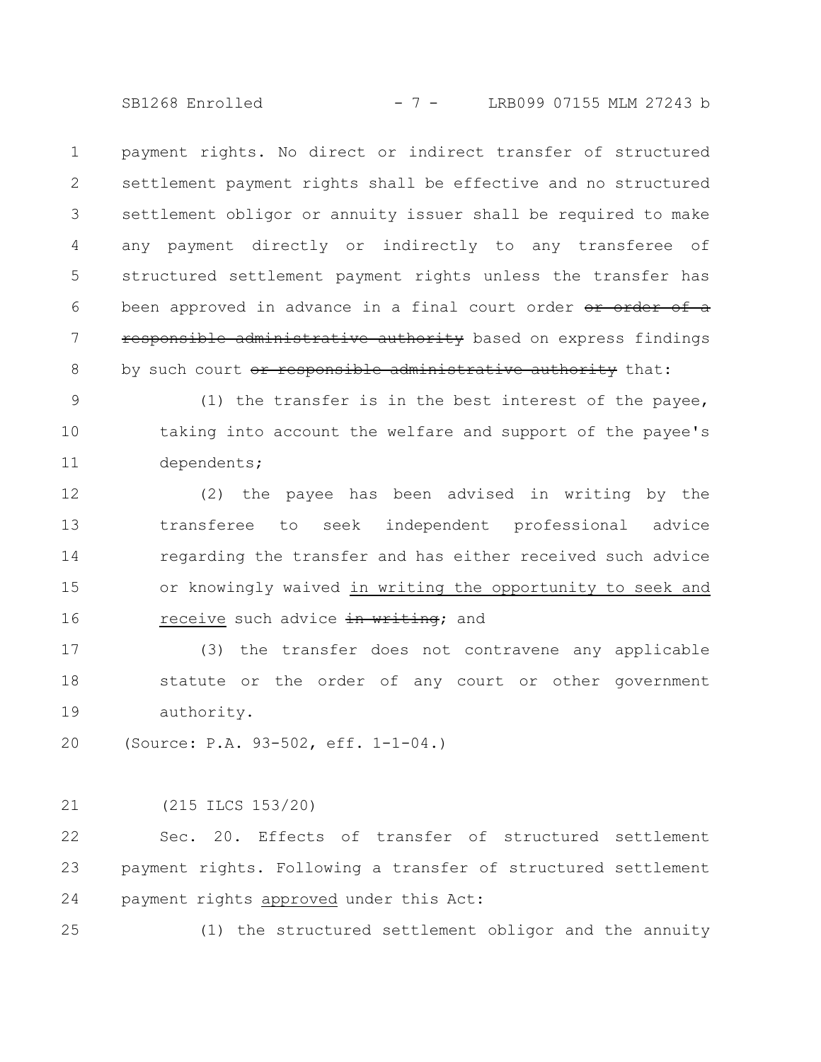payment rights. No direct or indirect transfer of structured settlement payment rights shall be effective and no structured settlement obligor or annuity issuer shall be required to make any payment directly or indirectly to any transferee of structured settlement payment rights unless the transfer has been approved in advance in a final court order ~~or order of a responsible administrative authority~~ based on express findings by such court ~~or responsible administrative authority~~ that:

(1) the transfer is in the best interest of the payee, taking into account the welfare and support of the payee's dependents;

(2) the payee has been advised in writing by the transferee to seek independent professional advice regarding the transfer and has either received such advice or knowingly waived <u>in writing the opportunity to seek and receive</u> such advice ~~in writing~~; and

(3) the transfer does not contravene any applicable statute or the order of any court or other government authority.

(Source: P.A. 93-502, eff. 1-1-04.)

(215 ILCS 153/20)

Sec. 20. Effects of transfer of structured settlement payment rights. Following a transfer of structured settlement payment rights <u>approved</u> under this Act:

(1) the structured settlement obligor and the annuity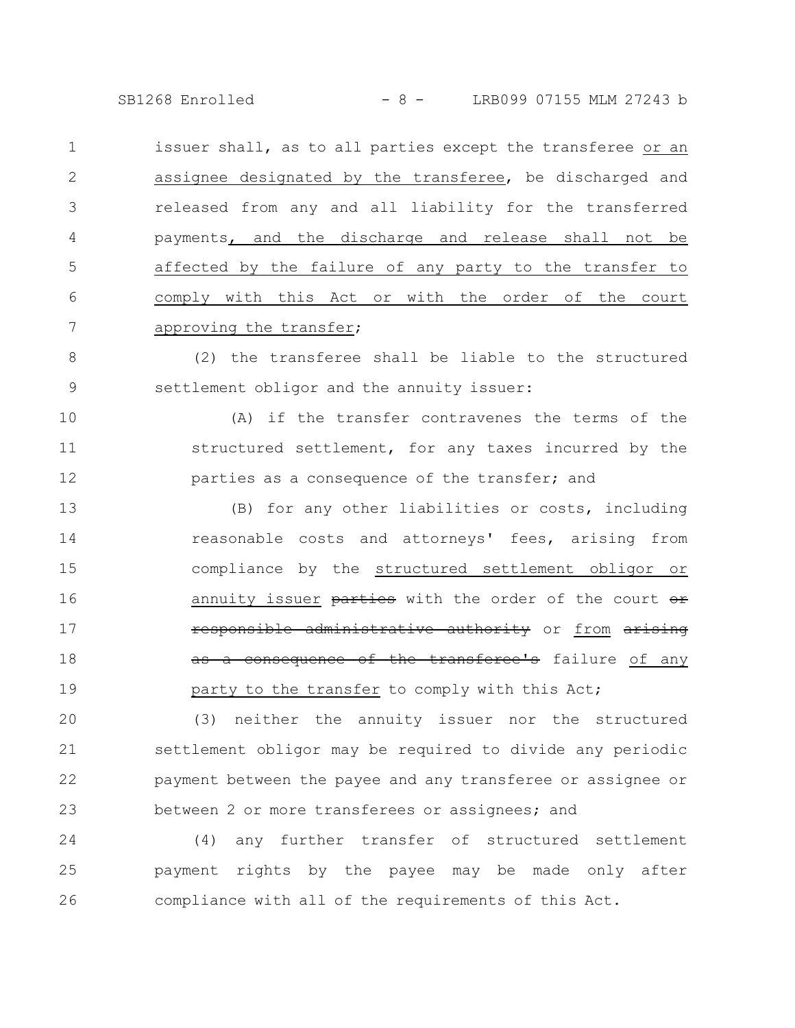issuer shall, as to all parties except the transferee or an assignee designated by the transferee, be discharged and released from any and all liability for the transferred payments, and the discharge and release shall not be affected by the failure of any party to the transfer to comply with this Act or with the order of the court approving the transfer;

(2) the transferee shall be liable to the structured settlement obligor and the annuity issuer:

(A) if the transfer contravenes the terms of the structured settlement, for any taxes incurred by the parties as a consequence of the transfer; and

(B) for any other liabilities or costs, including reasonable costs and attorneys' fees, arising from compliance by the structured settlement obligor or annuity issuer ~~parties~~ with the order of the court ~~or responsible administrative authority~~ or from ~~arising as a consequence of the transferee's~~ failure of any party to the transfer to comply with this Act;

(3) neither the annuity issuer nor the structured settlement obligor may be required to divide any periodic payment between the payee and any transferee or assignee or between 2 or more transferees or assignees; and

(4) any further transfer of structured settlement payment rights by the payee may be made only after compliance with all of the requirements of this Act.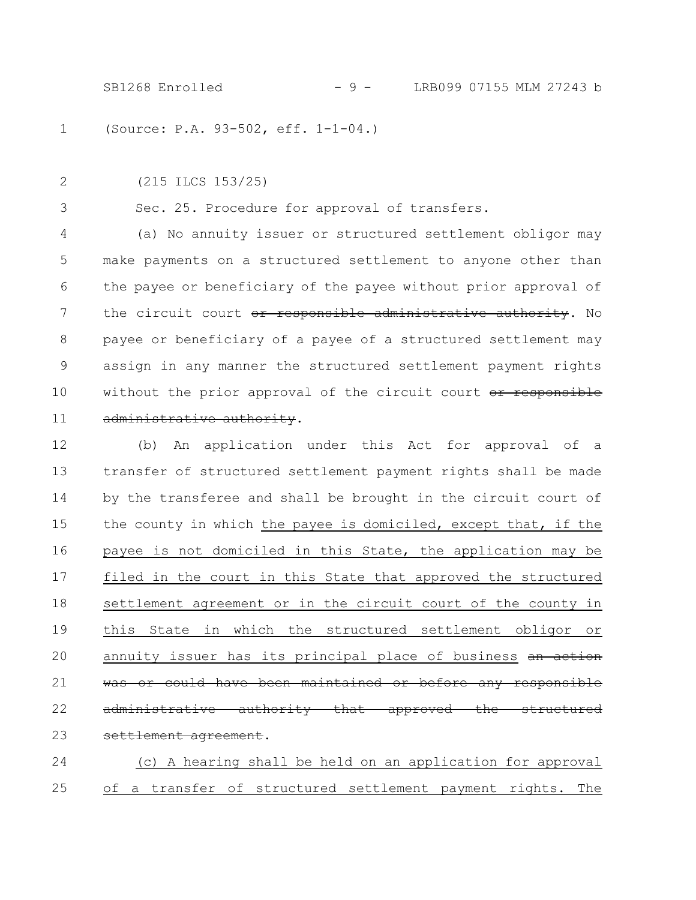(Source: P.A. 93-502, eff. 1-1-04.)

(215 ILCS 153/25)

Sec. 25. Procedure for approval of transfers.

(a) No annuity issuer or structured settlement obligor may make payments on a structured settlement to anyone other than the payee or beneficiary of the payee without prior approval of the circuit court ~~or responsible administrative authority~~. No payee or beneficiary of a payee of a structured settlement may assign in any manner the structured settlement payment rights without the prior approval of the circuit court ~~or responsible administrative authority~~.

(b) An application under this Act for approval of a transfer of structured settlement payment rights shall be made by the transferee and shall be brought in the circuit court of the county in which <u>the payee is domiciled, except that, if the payee is not domiciled in this State, the application may be filed in the court in this State that approved the structured settlement agreement or in the circuit court of the county in this State in which the structured settlement obligor or annuity issuer has its principal place of business</u> ~~an action was or could have been maintained or before any responsible administrative authority that approved the structured settlement agreement~~.

<u>(c) A hearing shall be held on an application for approval of a transfer of structured settlement payment rights. The</u>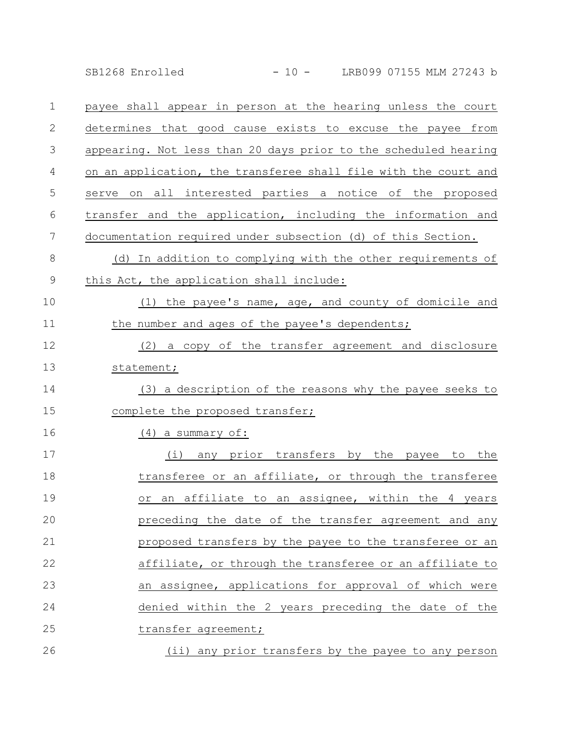payee shall appear in person at the hearing unless the court determines that good cause exists to excuse the payee from appearing. Not less than 20 days prior to the scheduled hearing on an application, the transferee shall file with the court and serve on all interested parties a notice of the proposed transfer and the application, including the information and documentation required under subsection (d) of this Section.

(d) In addition to complying with the other requirements of this Act, the application shall include:

(1) the payee's name, age, and county of domicile and the number and ages of the payee's dependents;

(2) a copy of the transfer agreement and disclosure statement;

(3) a description of the reasons why the payee seeks to complete the proposed transfer;

(4) a summary of:

(i) any prior transfers by the payee to the transferee or an affiliate, or through the transferee or an affiliate to an assignee, within the 4 years preceding the date of the transfer agreement and any proposed transfers by the payee to the transferee or an affiliate, or through the transferee or an affiliate to an assignee, applications for approval of which were denied within the 2 years preceding the date of the transfer agreement;

(ii) any prior transfers by the payee to any person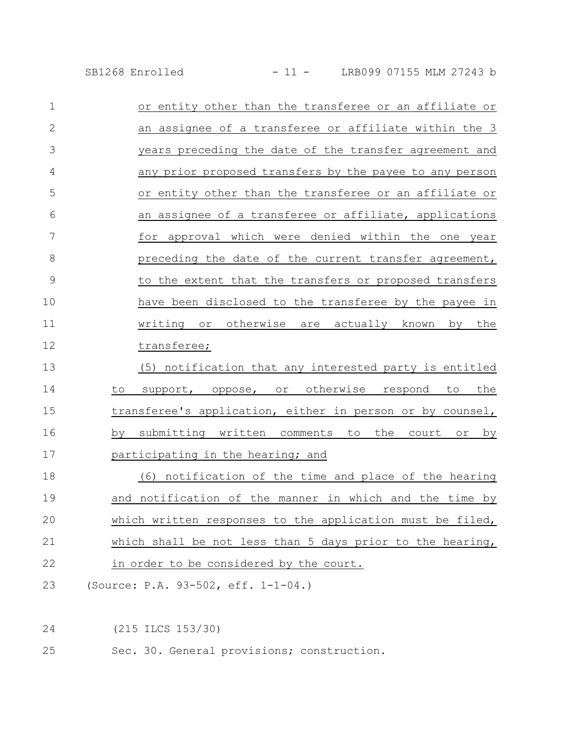or entity other than the transferee or an affiliate or an assignee of a transferee or affiliate within the 3 years preceding the date of the transfer agreement and any prior proposed transfers by the payee to any person or entity other than the transferee or an affiliate or an assignee of a transferee or affiliate, applications for approval which were denied within the one year preceding the date of the current transfer agreement, to the extent that the transfers or proposed transfers have been disclosed to the transferee by the payee in writing or otherwise are actually known by the transferee;

(5) notification that any interested party is entitled to support, oppose, or otherwise respond to the transferee's application, either in person or by counsel, by submitting written comments to the court or by participating in the hearing; and

(6) notification of the time and place of the hearing and notification of the manner in which and the time by which written responses to the application must be filed, which shall be not less than 5 days prior to the hearing, in order to be considered by the court.

(Source: P.A. 93-502, eff. 1-1-04.)

(215 ILCS 153/30)

Sec. 30. General provisions; construction.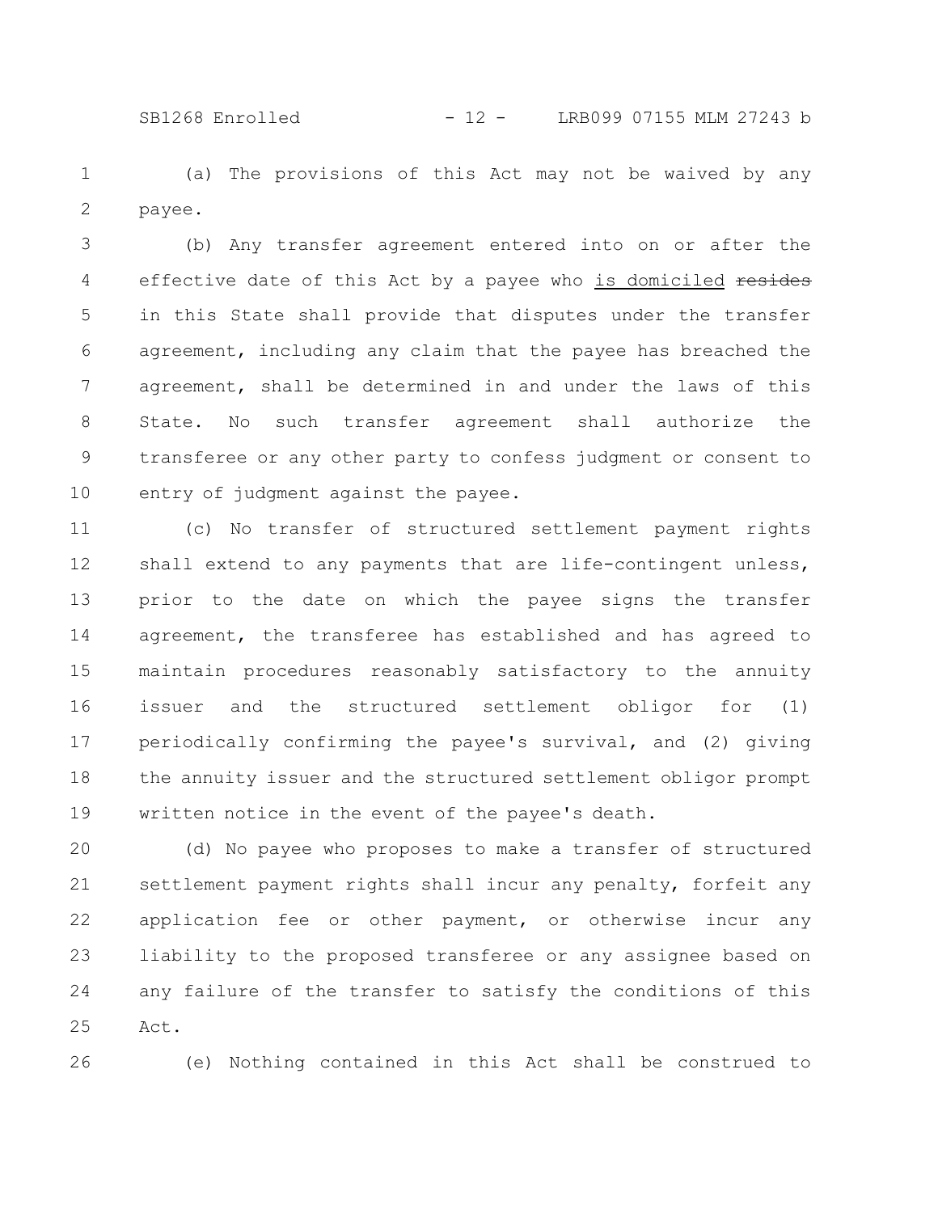(a) The provisions of this Act may not be waived by any payee.

(b) Any transfer agreement entered into on or after the effective date of this Act by a payee who is domiciled ~~resides~~ in this State shall provide that disputes under the transfer agreement, including any claim that the payee has breached the agreement, shall be determined in and under the laws of this State. No such transfer agreement shall authorize the transferee or any other party to confess judgment or consent to entry of judgment against the payee.

(c) No transfer of structured settlement payment rights shall extend to any payments that are life-contingent unless, prior to the date on which the payee signs the transfer agreement, the transferee has established and has agreed to maintain procedures reasonably satisfactory to the annuity issuer and the structured settlement obligor for (1) periodically confirming the payee's survival, and (2) giving the annuity issuer and the structured settlement obligor prompt written notice in the event of the payee's death.

(d) No payee who proposes to make a transfer of structured settlement payment rights shall incur any penalty, forfeit any application fee or other payment, or otherwise incur any liability to the proposed transferee or any assignee based on any failure of the transfer to satisfy the conditions of this Act.

(e) Nothing contained in this Act shall be construed to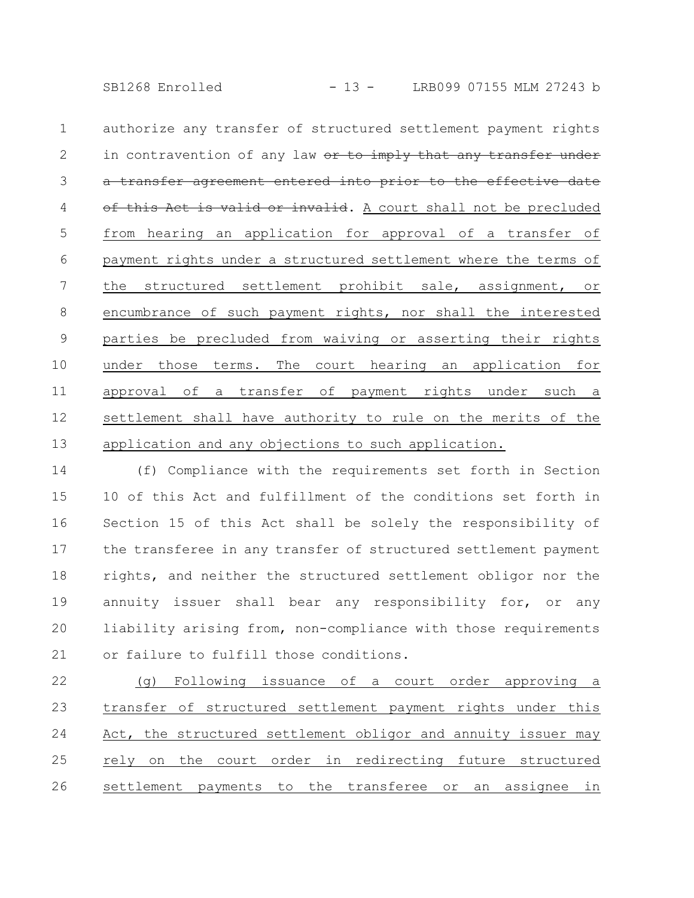authorize any transfer of structured settlement payment rights in contravention of any law ~~or to imply that any transfer under a transfer agreement entered into prior to the effective date of this Act is valid or invalid~~. <u>A court shall not be precluded from hearing an application for approval of a transfer of payment rights under a structured settlement where the terms of the structured settlement prohibit sale, assignment, or encumbrance of such payment rights, nor shall the interested parties be precluded from waiving or asserting their rights under those terms. The court hearing an application for approval of a transfer of payment rights under such a settlement shall have authority to rule on the merits of the application and any objections to such application.</u>

(f) Compliance with the requirements set forth in Section 10 of this Act and fulfillment of the conditions set forth in Section 15 of this Act shall be solely the responsibility of the transferee in any transfer of structured settlement payment rights, and neither the structured settlement obligor nor the annuity issuer shall bear any responsibility for, or any liability arising from, non-compliance with those requirements or failure to fulfill those conditions.

<u>(g) Following issuance of a court order approving a transfer of structured settlement payment rights under this Act, the structured settlement obligor and annuity issuer may rely on the court order in redirecting future structured settlement payments to the transferee or an assignee in</u>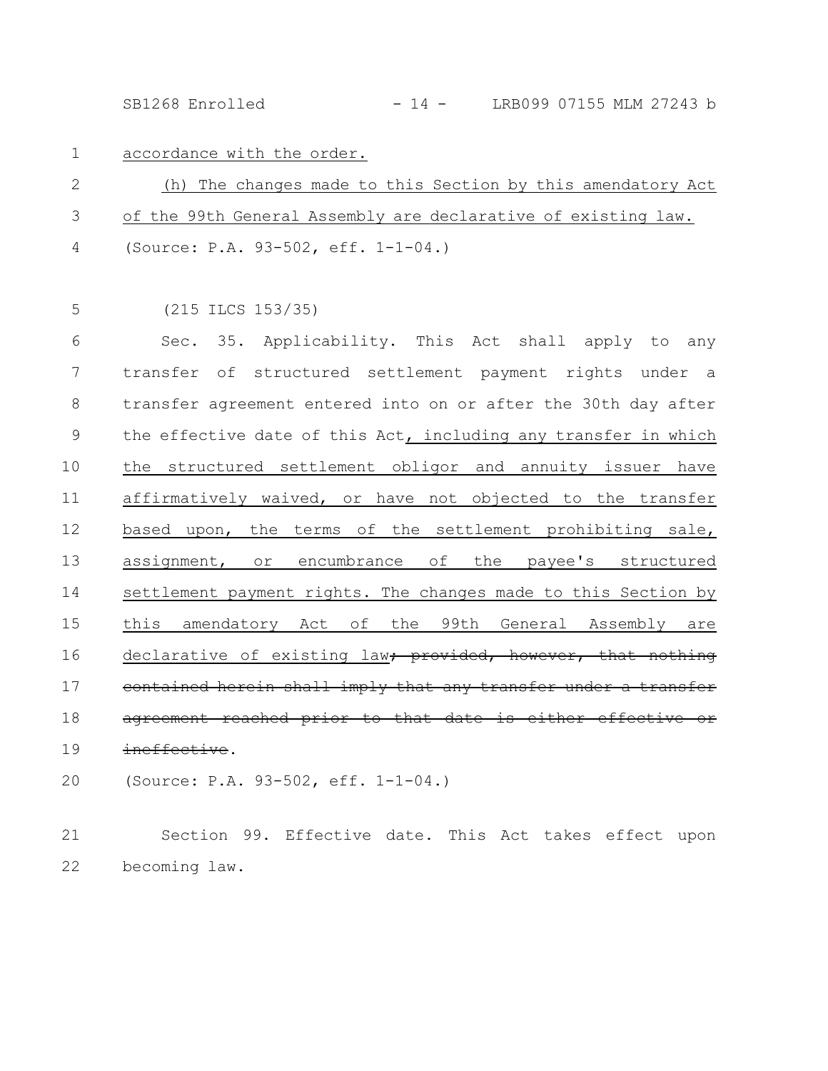accordance with the order.

(h) The changes made to this Section by this amendatory Act of the 99th General Assembly are declarative of existing law.

(Source: P.A. 93-502, eff. 1-1-04.)

(215 ILCS 153/35)

Sec. 35. Applicability. This Act shall apply to any transfer of structured settlement payment rights under a transfer agreement entered into on or after the 30th day after the effective date of this Act, including any transfer in which the structured settlement obligor and annuity issuer have affirmatively waived, or have not objected to the transfer based upon, the terms of the settlement prohibiting sale, assignment, or encumbrance of the payee's structured settlement payment rights. The changes made to this Section by this amendatory Act of the 99th General Assembly are declarative of existing law~~; provided, however, that nothing contained herein shall imply that any transfer under a transfer agreement reached prior to that date is either effective or ineffective~~.

(Source: P.A. 93-502, eff. 1-1-04.)

Section 99. Effective date. This Act takes effect upon becoming law.